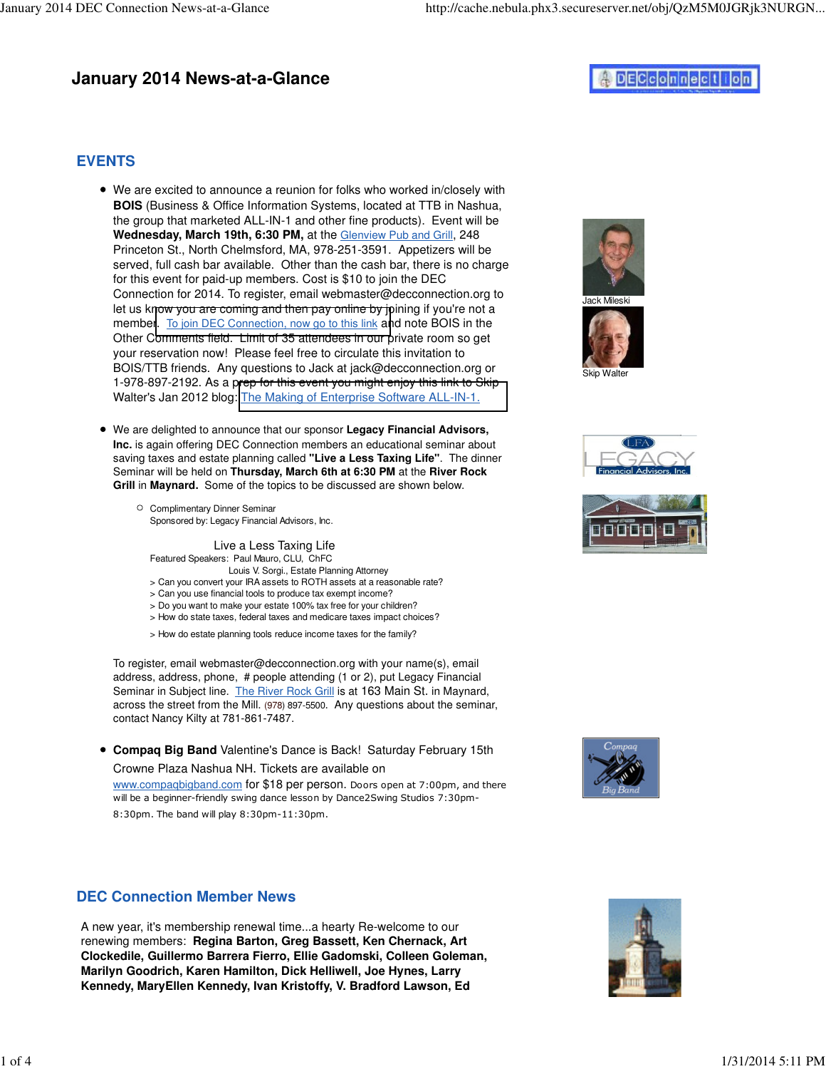# January 2014 News-at-a-Glance

## EVENTS

- We are excited to announce a reunion for folks who worked in/closely with **BOIS** (Business & Office Information Systems, located at TTB in Nashua, the group that marketed ALL-IN-1 and other fine products). Event will be **Wednesday, March 19th, 6:30 PM,** at the Glenview Pub and Grill, 248 Princeton St., North Chelmsford, MA, 978-251-3591. Appetizers will be served, full cash bar available. Other than the cash bar, there is no charge for this event for paid-up members. Cost is $10 to join the DEC Connection for 2014. To register, email webmaster@decconnection.org to let us know you are coming and then pay online by joining if you're not a member. To join DEC Connection, now go to this link and note BOIS in the Other Comments field. Limit of 35 attendees in our private room so get your reservation now! Please feel free to circulate this invitation to BOIS/TTB friends. Any questions to Jack at jack@decconnection.org or 1-978-897-2192. As a prep for this event you might enjoy this link to Skip Walter's Jan 2012 blog: The Making of Enterprise Software ALL-IN-1.

Jack Mileski

Skip Walter

- We are delighted to announce that our sponsor **Legacy Financial Advisors, Inc.** is again offering DEC Connection members an educational seminar about saving taxes and estate planning called **"Live a Less Taxing Life"**. The dinner Seminar will be held on **Thursday, March 6th at 6:30 PM** at the **River Rock Grill** in **Maynard.** Some of the topics to be discussed are shown below.

  - Complimentary Dinner Seminar
    Sponsored by: Legacy Financial Advisors, Inc.

    Live a Less Taxing Life
    Featured Speakers: Paul Mauro, CLU, ChFC
    Louis V. Sorgi., Estate Planning Attorney
    > Can you convert your IRA assets to ROTH assets at a reasonable rate?
    > Can you use financial tools to produce tax exempt income?
    > Do you want to make your estate 100% tax free for your children?
    > How do state taxes, federal taxes and medicare taxes impact choices?
    > How do estate planning tools reduce income taxes for the family?

  To register, email webmaster@decconnection.org with your name(s), email address, address, phone, # people attending (1 or 2), put Legacy Financial Seminar in Subject line. The River Rock Grill is at 163 Main St. in Maynard, across the street from the Mill. (978) 897-5500. Any questions about the seminar, contact Nancy Kilty at 781-861-7487.

- **Compaq Big Band** Valentine's Dance is Back! Saturday February 15th Crowne Plaza Nashua NH. Tickets are available on www.compaqbigband.com for $18 per person. Doors open at 7:00pm, and there will be a beginner-friendly swing dance lesson by Dance2Swing Studios 7:30pm-8:30pm. The band will play 8:30pm-11:30pm.

## DEC Connection Member News

A new year, it's membership renewal time...a hearty Re-welcome to our renewing members: **Regina Barton, Greg Bassett, Ken Chernack, Art Clockedile, Guillermo Barrera Fierro, Ellie Gadomski, Colleen Goleman, Marilyn Goodrich, Karen Hamilton, Dick Helliwell, Joe Hynes, Larry Kennedy, MaryEllen Kennedy, Ivan Kristoffy, V. Bradford Lawson, Ed**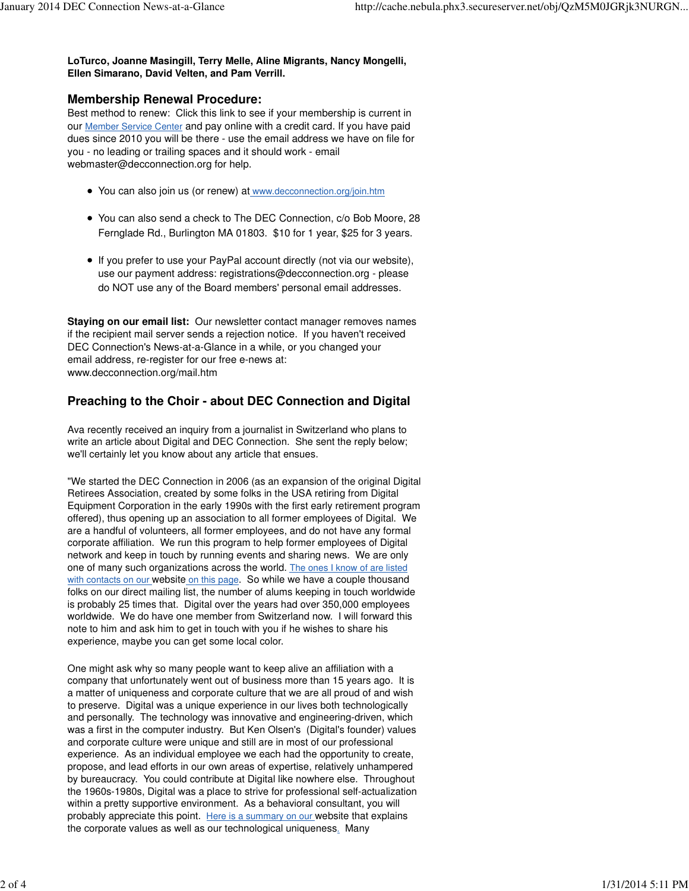**LoTurco, Joanne Masingill, Terry Melle, Aline Migrants, Nancy Mongelli, Ellen Simarano, David Velten, and Pam Verrill.**

## Membership Renewal Procedure:

Best method to renew: Click this link to see if your membership is current in our Member Service Center and pay online with a credit card. If you have paid dues since 2010 you will be there - use the email address we have on file for you - no leading or trailing spaces and it should work - email webmaster@decconnection.org for help.

- You can also join us (or renew) at www.decconnection.org/join.htm
- You can also send a check to The DEC Connection, c/o Bob Moore, 28 Fernglade Rd., Burlington MA 01803. $10 for 1 year, $25 for 3 years.
- If you prefer to use your PayPal account directly (not via our website), use our payment address: registrations@decconnection.org - please do NOT use any of the Board members' personal email addresses.

**Staying on our email list:** Our newsletter contact manager removes names if the recipient mail server sends a rejection notice. If you haven't received DEC Connection's News-at-a-Glance in a while, or you changed your email address, re-register for our free e-news at: www.decconnection.org/mail.htm

## Preaching to the Choir - about DEC Connection and Digital

Ava recently received an inquiry from a journalist in Switzerland who plans to write an article about Digital and DEC Connection. She sent the reply below; we'll certainly let you know about any article that ensues.

"We started the DEC Connection in 2006 (as an expansion of the original Digital Retirees Association, created by some folks in the USA retiring from Digital Equipment Corporation in the early 1990s with the first early retirement program offered), thus opening up an association to all former employees of Digital. We are a handful of volunteers, all former employees, and do not have any formal corporate affiliation. We run this program to help former employees of Digital network and keep in touch by running events and sharing news. We are only one of many such organizations across the world. The ones I know of are listed with contacts on our website on this page. So while we have a couple thousand folks on our direct mailing list, the number of alums keeping in touch worldwide is probably 25 times that. Digital over the years had over 350,000 employees worldwide. We do have one member from Switzerland now. I will forward this note to him and ask him to get in touch with you if he wishes to share his experience, maybe you can get some local color.

One might ask why so many people want to keep alive an affiliation with a company that unfortunately went out of business more than 15 years ago. It is a matter of uniqueness and corporate culture that we are all proud of and wish to preserve. Digital was a unique experience in our lives both technologically and personally. The technology was innovative and engineering-driven, which was a first in the computer industry. But Ken Olsen's (Digital's founder) values and corporate culture were unique and still are in most of our professional experience. As an individual employee we each had the opportunity to create, propose, and lead efforts in our own areas of expertise, relatively unhampered by bureaucracy. You could contribute at Digital like nowhere else. Throughout the 1960s-1980s, Digital was a place to strive for professional self-actualization within a pretty supportive environment. As a behavioral consultant, you will probably appreciate this point. Here is a summary on our website that explains the corporate values as well as our technological uniqueness. Many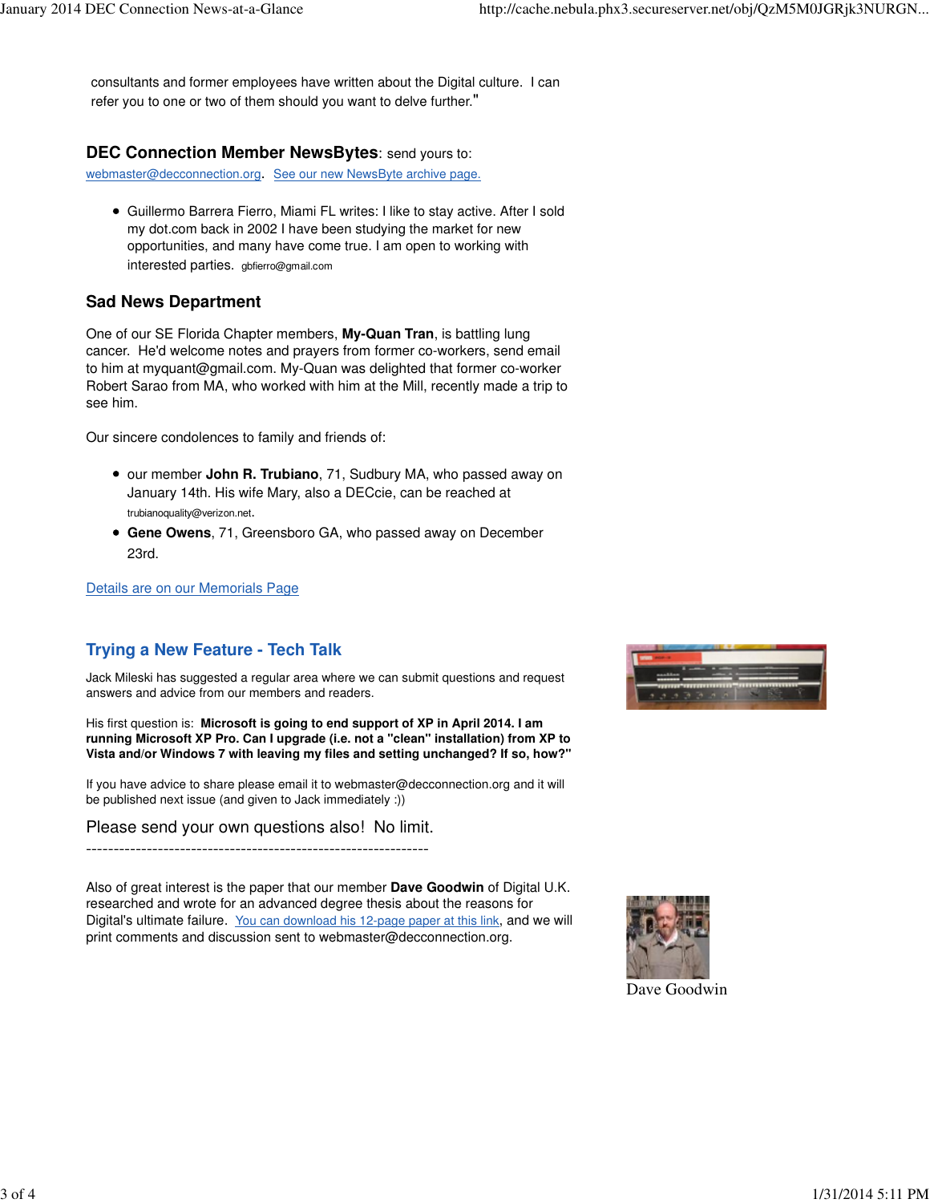consultants and former employees have written about the Digital culture. I can refer you to one or two of them should you want to delve further."

**DEC Connection Member NewsBytes**: send yours to: webmaster@decconnection.org. See our new NewsByte archive page.

- Guillermo Barrera Fierro, Miami FL writes: I like to stay active. After I sold my dot.com back in 2002 I have been studying the market for new opportunities, and many have come true. I am open to working with interested parties. gbfierro@gmail.com

## Sad News Department

One of our SE Florida Chapter members, **My-Quan Tran**, is battling lung cancer. He'd welcome notes and prayers from former co-workers, send email to him at myquant@gmail.com. My-Quan was delighted that former co-worker Robert Sarao from MA, who worked with him at the Mill, recently made a trip to see him.

Our sincere condolences to family and friends of:

- our member **John R. Trubiano**, 71, Sudbury MA, who passed away on January 14th. His wife Mary, also a DECcie, can be reached at trubianoquality@verizon.net.
- **Gene Owens**, 71, Greensboro GA, who passed away on December 23rd.

Details are on our Memorials Page

## Trying a New Feature - Tech Talk

Jack Mileski has suggested a regular area where we can submit questions and request answers and advice from our members and readers.

His first question is: **Microsoft is going to end support of XP in April 2014. I am running Microsoft XP Pro. Can I upgrade (i.e. not a "clean" installation) from XP to Vista and/or Windows 7 with leaving my files and setting unchanged? If so, how?"**

If you have advice to share please email it to webmaster@decconnection.org and it will be published next issue (and given to Jack immediately :))

Please send your own questions also! No limit.

---------------------------------------------------------------

Also of great interest is the paper that our member **Dave Goodwin** of Digital U.K. researched and wrote for an advanced degree thesis about the reasons for Digital's ultimate failure. You can download his 12-page paper at this link, and we will print comments and discussion sent to webmaster@decconnection.org.

Dave Goodwin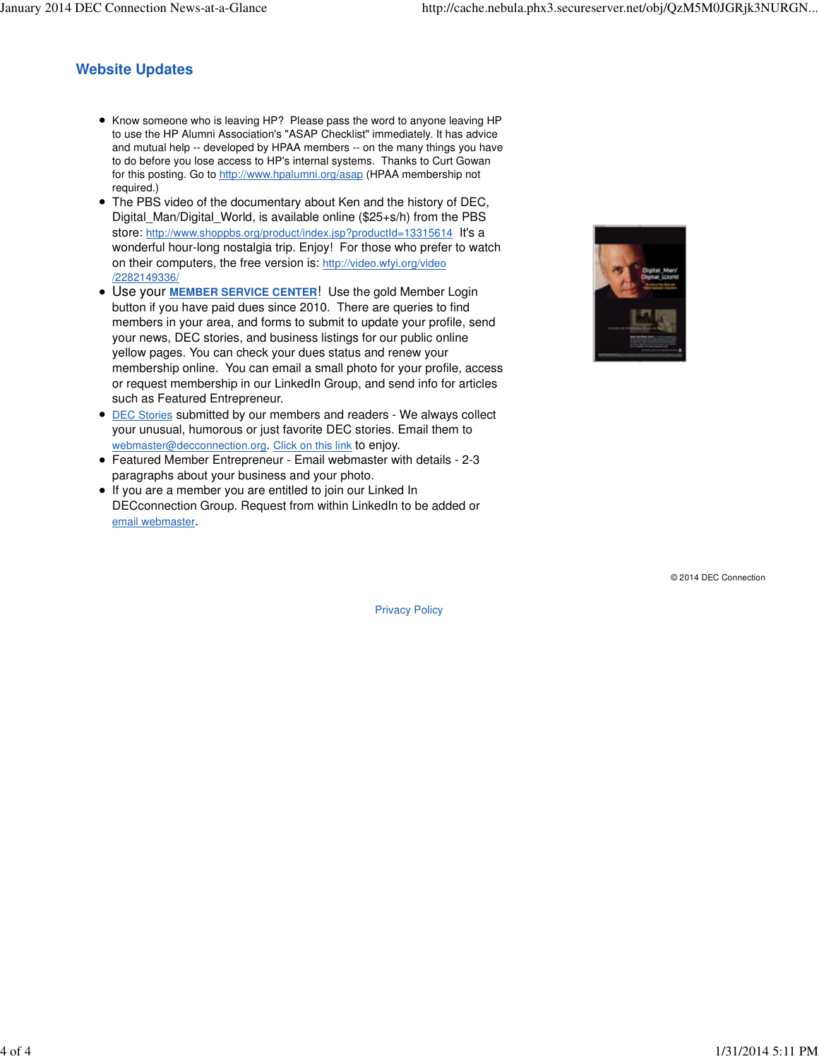## Website Updates

- Know someone who is leaving HP? Please pass the word to anyone leaving HP to use the HP Alumni Association's "ASAP Checklist" immediately. It has advice and mutual help -- developed by HPAA members -- on the many things you have to do before you lose access to HP's internal systems. Thanks to Curt Gowan for this posting. Go to http://www.hpalumni.org/asap (HPAA membership not required.)
- The PBS video of the documentary about Ken and the history of DEC, Digital_Man/Digital_World, is available online ($25+s/h) from the PBS store: http://www.shoppbs.org/product/index.jsp?productId=13315614 It's a wonderful hour-long nostalgia trip. Enjoy! For those who prefer to watch on their computers, the free version is: http://video.wfyi.org/video/2282149336/
- Use your **MEMBER SERVICE CENTER**! Use the gold Member Login button if you have paid dues since 2010. There are queries to find members in your area, and forms to submit to update your profile, send your news, DEC stories, and business listings for our public online yellow pages. You can check your dues status and renew your membership online. You can email a small photo for your profile, access or request membership in our LinkedIn Group, and send info for articles such as Featured Entrepreneur.
- DEC Stories submitted by our members and readers - We always collect your unusual, humorous or just favorite DEC stories. Email them to webmaster@decconnection.org. Click on this link to enjoy.
- Featured Member Entrepreneur - Email webmaster with details - 2-3 paragraphs about your business and your photo.
- If you are a member you are entitled to join our Linked In DECconnection Group. Request from within LinkedIn to be added or email webmaster.

© 2014 DEC Connection

Privacy Policy